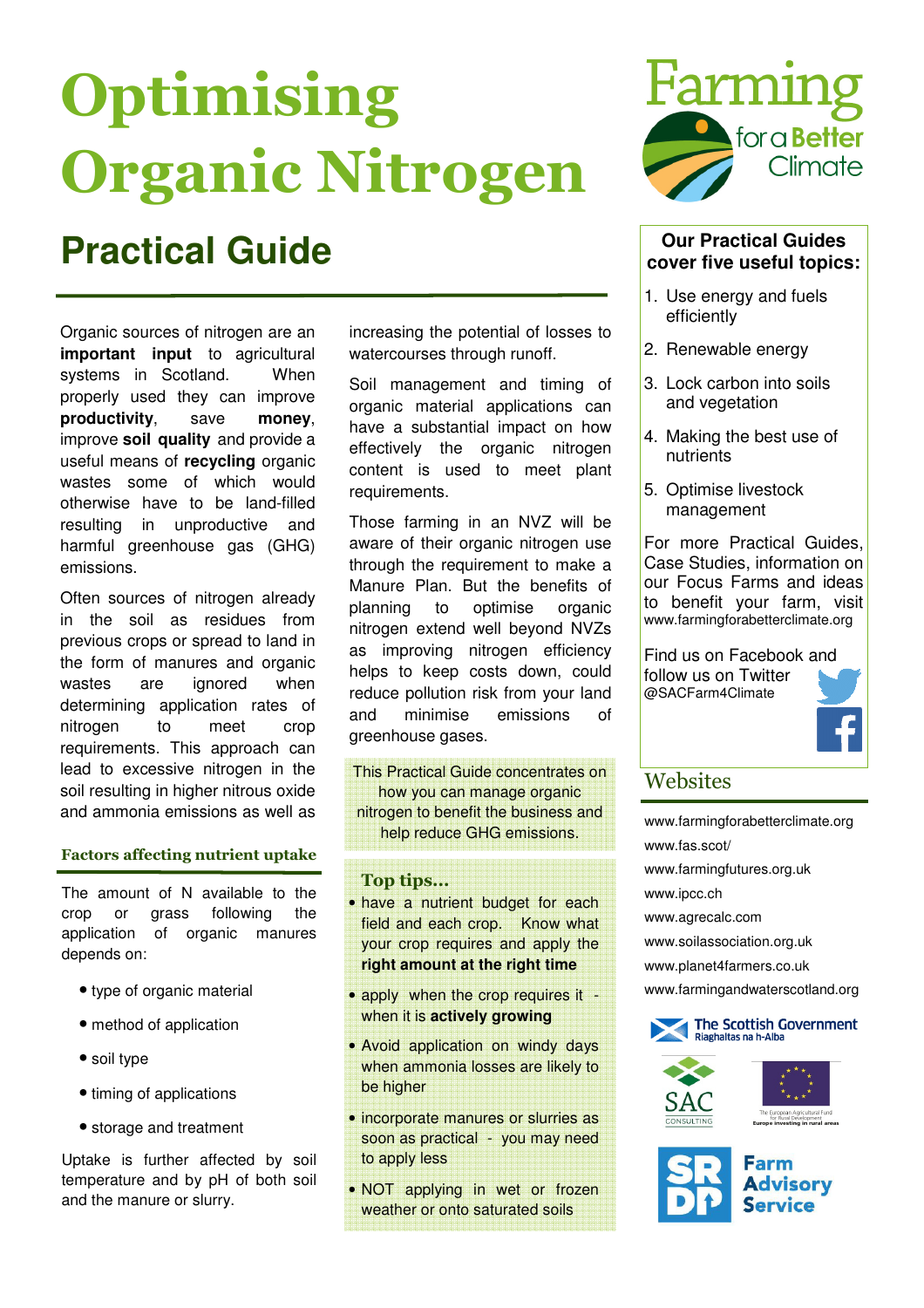# Optimising Organic Nitrogen

## Practical Guide

Organic sources of nitrogen are an **important input** to agricultural systems in Scotland. When properly used they can improve **productivity**, save **money**, improve **soil quality** and provide a useful means of **recycling** organic wastes some of which would otherwise have to be land-filled resulting in unproductive and harmful greenhouse gas (GHG) emissions.

Often sources of nitrogen already in the soil as residues from previous crops or spread to land in the form of manures and organic wastes are ignored when determining application rates of nitrogen to meet crop requirements. This approach can lead to excessive nitrogen in the soil resulting in higher nitrous oxide and ammonia emissions as well as increasing the potential of losses to watercourses through runoff.

Soil management and timing of organic material applications can have a substantial impact on how effectively the organic nitrogen content is used to meet plant requirements.

Those farming in an NVZ will be aware of their organic nitrogen use through the requirement to make a Manure Plan. But the benefits of planning to optimise organic nitrogen extend well beyond NVZs as improving nitrogen efficiency helps to keep costs down, could reduce pollution risk from your land and minimise emissions of greenhouse gases.

This Practical Guide concentrates on how you can manage organic nitrogen to benefit the business and help reduce GHG emissions.

### Factors affecting nutrient uptake

The amount of N available to the crop or grass following the application of organic manures depends on:

- type of organic material
- method of application
- soil type
- timing of applications
- storage and treatment

Uptake is further affected by soil temperature and by pH of both soil and the manure or slurry.

### Top tips...

- have a nutrient budget for each field and each crop. Know what your crop requires and apply the **right amount at the right time**
- apply when the crop requires it - when it is **actively growing**
- Avoid application on windy days when ammonia losses are likely to be higher
- incorporate manures or slurries as soon as practical - you may need to apply less
- NOT applying in wet or frozen weather or onto saturated soils

Farming for a Better Climate

**Our Practical Guides cover five useful topics:**

1. Use energy and fuels efficiently
2. Renewable energy
3. Lock carbon into soils and vegetation
4. Making the best use of nutrients
5. Optimise livestock management

For more Practical Guides, Case Studies, information on our Focus Farms and ideas to benefit your farm, visit www.farmingforabetterclimate.org

Find us on Facebook and follow us on Twitter @SACFarm4Climate

### Websites

www.farmingforabetterclimate.org
www.fas.scot/
www.farmingfutures.org.uk
www.ipcc.ch
www.agrecalc.com
www.soilassociation.org.uk
www.planet4farmers.co.uk
www.farmingandwaterscotland.org

The Scottish Government
Riaghaltas na h-Alba

SAC Consulting

The European Agricultural Fund for Rural Development: Europe investing in rural areas

SRDP Farm Advisory Service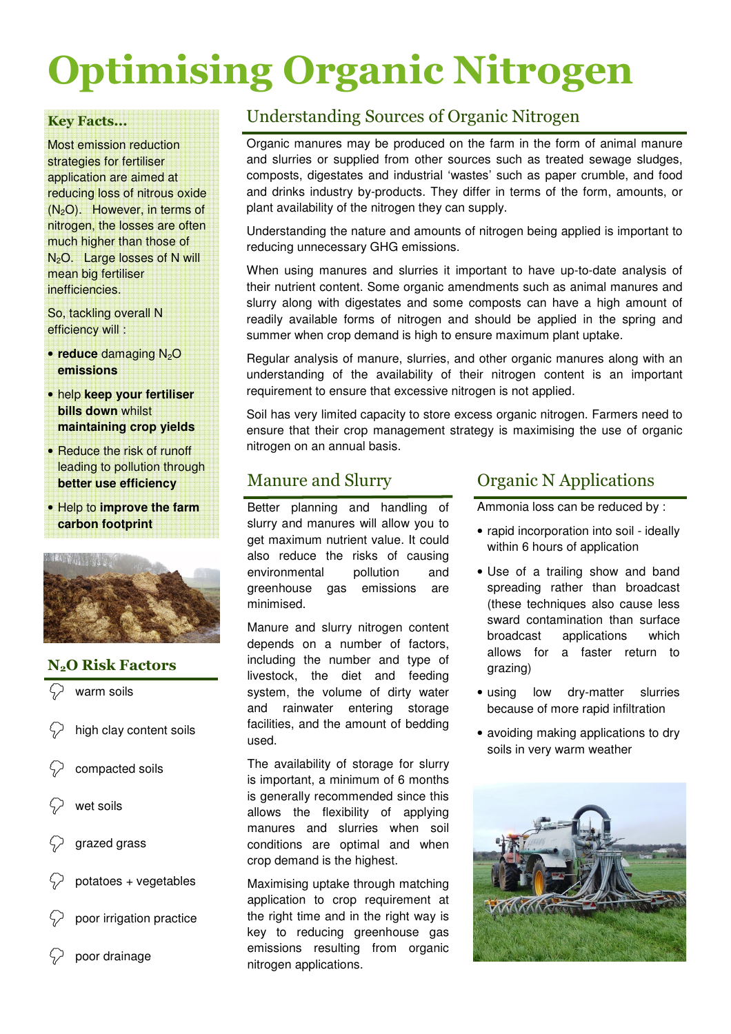# Optimising Organic Nitrogen

### Key Facts...

Most emission reduction strategies for fertiliser application are aimed at reducing loss of nitrous oxide ($N_2O$). However, in terms of nitrogen, the losses are often much higher than those of $N_2O$. Large losses of N will mean big fertiliser inefficiencies.

So, tackling overall N efficiency will :

- **reduce** damaging $N_2O$ **emissions**
- help **keep your fertiliser bills down** whilst **maintaining crop yields**
- Reduce the risk of runoff leading to pollution through **better use efficiency**
- Help to **improve the farm carbon footprint**

### $N_2O$ Risk Factors

- warm soils
- high clay content soils
- compacted soils
- wet soils
- grazed grass
- potatoes + vegetables
- poor irrigation practice
- poor drainage

## Understanding Sources of Organic Nitrogen

Organic manures may be produced on the farm in the form of animal manure and slurries or supplied from other sources such as treated sewage sludges, composts, digestates and industrial 'wastes' such as paper crumble, and food and drinks industry by-products. They differ in terms of the form, amounts, or plant availability of the nitrogen they can supply.

Understanding the nature and amounts of nitrogen being applied is important to reducing unnecessary GHG emissions.

When using manures and slurries it important to have up-to-date analysis of their nutrient content. Some organic amendments such as animal manures and slurry along with digestates and some composts can have a high amount of readily available forms of nitrogen and should be applied in the spring and summer when crop demand is high to ensure maximum plant uptake.

Regular analysis of manure, slurries, and other organic manures along with an understanding of the availability of their nitrogen content is an important requirement to ensure that excessive nitrogen is not applied.

Soil has very limited capacity to store excess organic nitrogen. Farmers need to ensure that their crop management strategy is maximising the use of organic nitrogen on an annual basis.

## Manure and Slurry

Better planning and handling of slurry and manures will allow you to get maximum nutrient value. It could also reduce the risks of causing environmental pollution and greenhouse gas emissions are minimised.

Manure and slurry nitrogen content depends on a number of factors, including the number and type of livestock, the diet and feeding system, the volume of dirty water and rainwater entering storage facilities, and the amount of bedding used.

The availability of storage for slurry is important, a minimum of 6 months is generally recommended since this allows the flexibility of applying manures and slurries when soil conditions are optimal and when crop demand is the highest.

Maximising uptake through matching application to crop requirement at the right time and in the right way is key to reducing greenhouse gas emissions resulting from organic nitrogen applications.

## Organic N Applications

Ammonia loss can be reduced by :

- rapid incorporation into soil - ideally within 6 hours of application
- Use of a trailing show and band spreading rather than broadcast (these techniques also cause less sward contamination than surface broadcast applications which allows for a faster return to grazing)
- using low dry-matter slurries because of more rapid infiltration
- avoiding making applications to dry soils in very warm weather